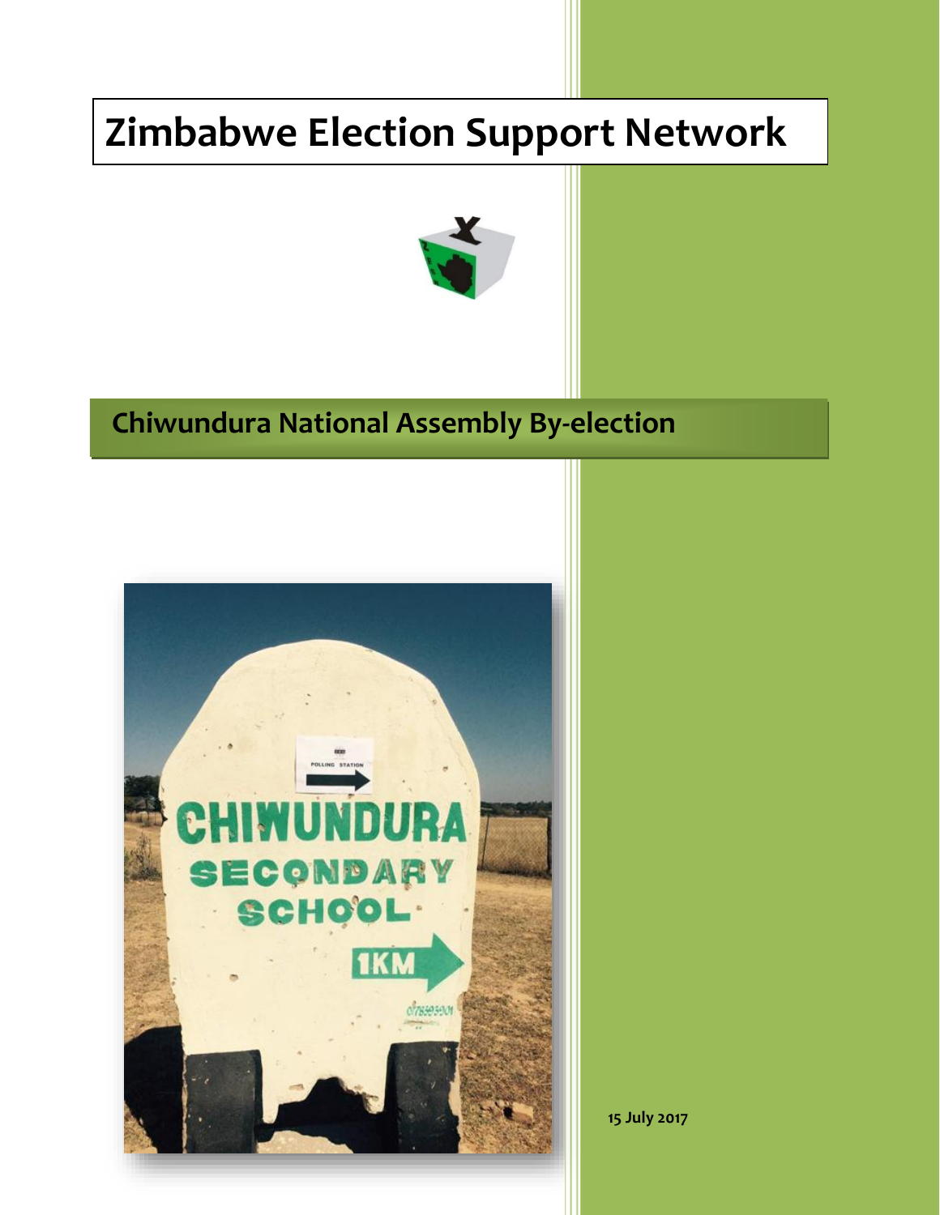# Zimbabwe Election Support Network

## Chiwundura National Assembly By-election

15 July 2017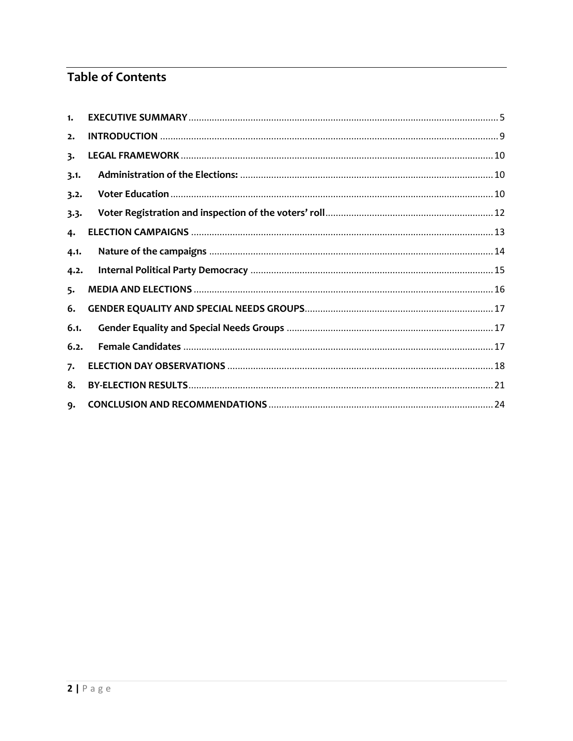## Table of Contents

1. EXECUTIVE SUMMARY ..... 5
2. INTRODUCTION ..... 9
3. LEGAL FRAMEWORK ..... 10
   3.1. Administration of the Elections: ..... 10
   3.2. Voter Education ..... 10
   3.3. Voter Registration and inspection of the voters' roll ..... 12
4. ELECTION CAMPAIGNS ..... 13
   4.1. Nature of the campaigns ..... 14
   4.2. Internal Political Party Democracy ..... 15
5. MEDIA AND ELECTIONS ..... 16
6. GENDER EQUALITY AND SPECIAL NEEDS GROUPS ..... 17
   6.1. Gender Equality and Special Needs Groups ..... 17
   6.2. Female Candidates ..... 17
7. ELECTION DAY OBSERVATIONS ..... 18
8. BY-ELECTION RESULTS ..... 21
9. CONCLUSION AND RECOMMENDATIONS ..... 24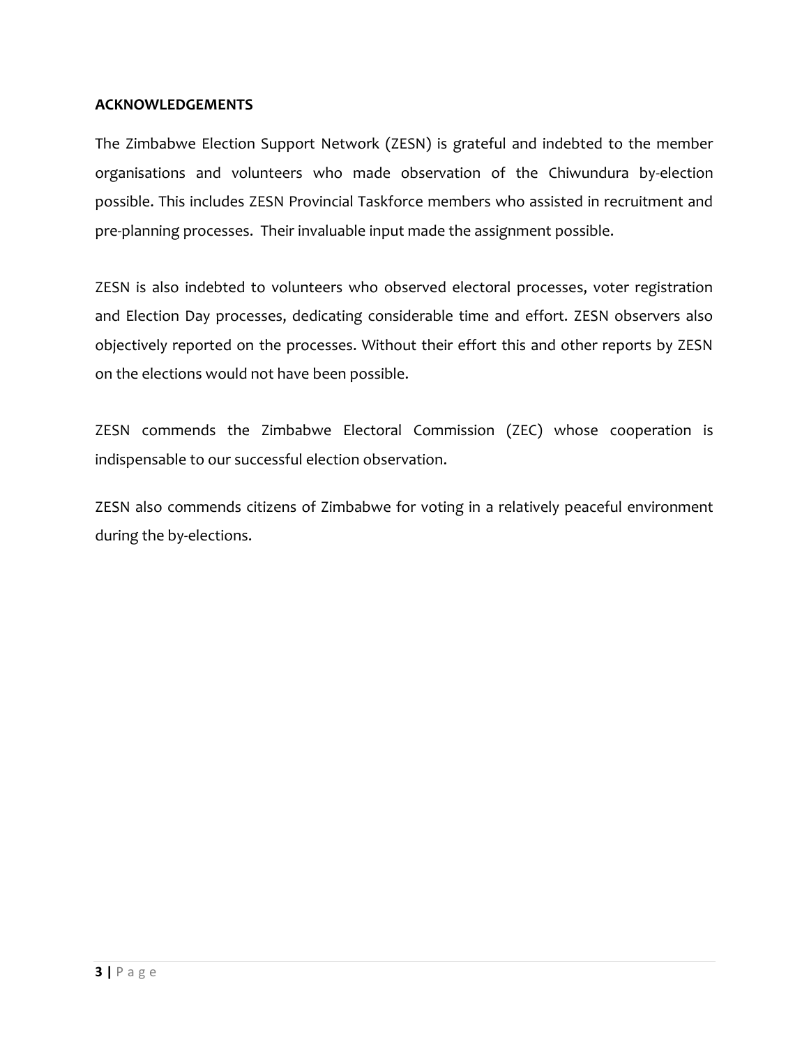## ACKNOWLEDGEMENTS

The Zimbabwe Election Support Network (ZESN) is grateful and indebted to the member organisations and volunteers who made observation of the Chiwundura by-election possible. This includes ZESN Provincial Taskforce members who assisted in recruitment and pre-planning processes. Their invaluable input made the assignment possible.

ZESN is also indebted to volunteers who observed electoral processes, voter registration and Election Day processes, dedicating considerable time and effort. ZESN observers also objectively reported on the processes. Without their effort this and other reports by ZESN on the elections would not have been possible.

ZESN commends the Zimbabwe Electoral Commission (ZEC) whose cooperation is indispensable to our successful election observation.

ZESN also commends citizens of Zimbabwe for voting in a relatively peaceful environment during the by-elections.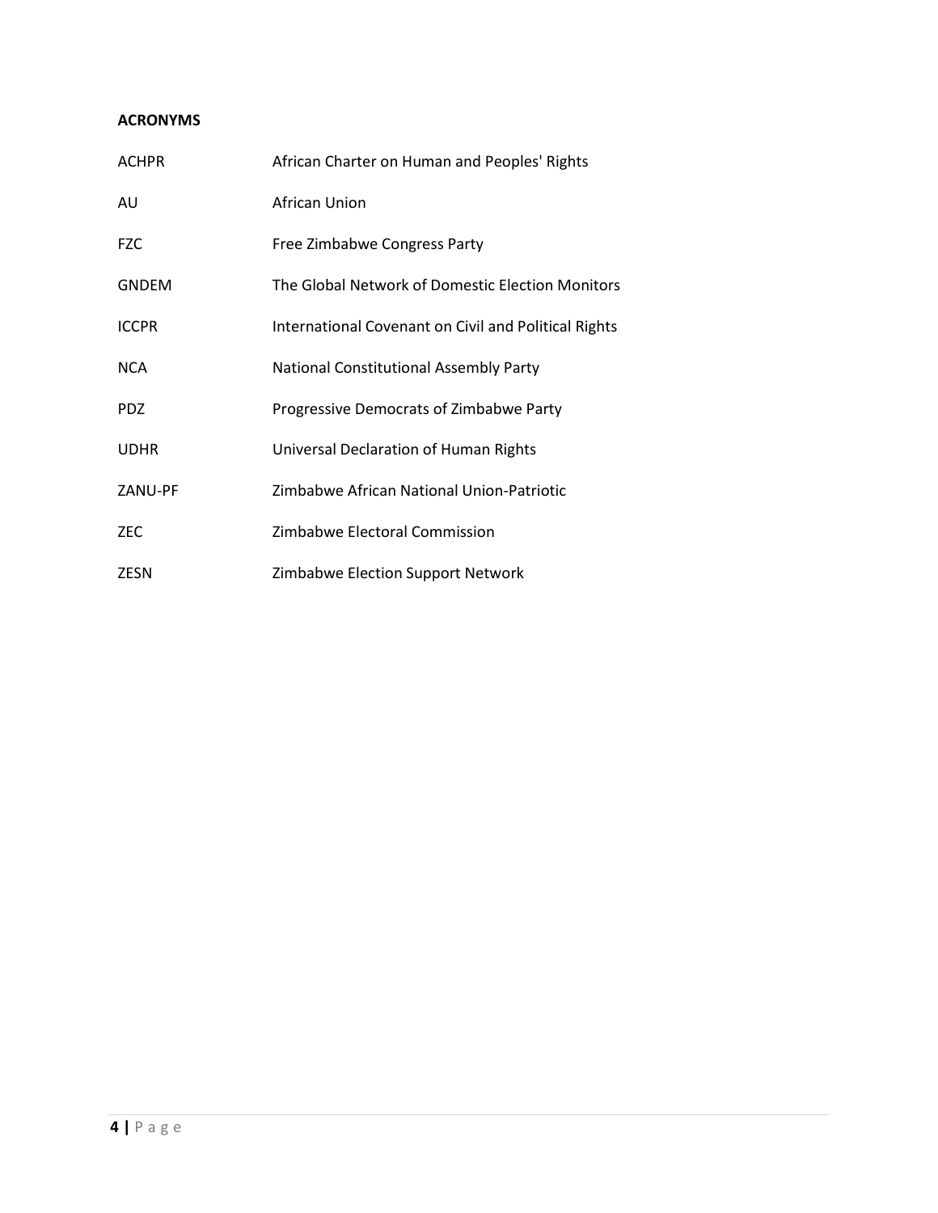## ACRONYMS

| | |
|---|---|
| ACHPR | African Charter on Human and Peoples' Rights |
| AU | African Union |
| FZC | Free Zimbabwe Congress Party |
| GNDEM | The Global Network of Domestic Election Monitors |
| ICCPR | International Covenant on Civil and Political Rights |
| NCA | National Constitutional Assembly Party |
| PDZ | Progressive Democrats of Zimbabwe Party |
| UDHR | Universal Declaration of Human Rights |
| ZANU-PF | Zimbabwe African National Union-Patriotic |
| ZEC | Zimbabwe Electoral Commission |
| ZESN | Zimbabwe Election Support Network |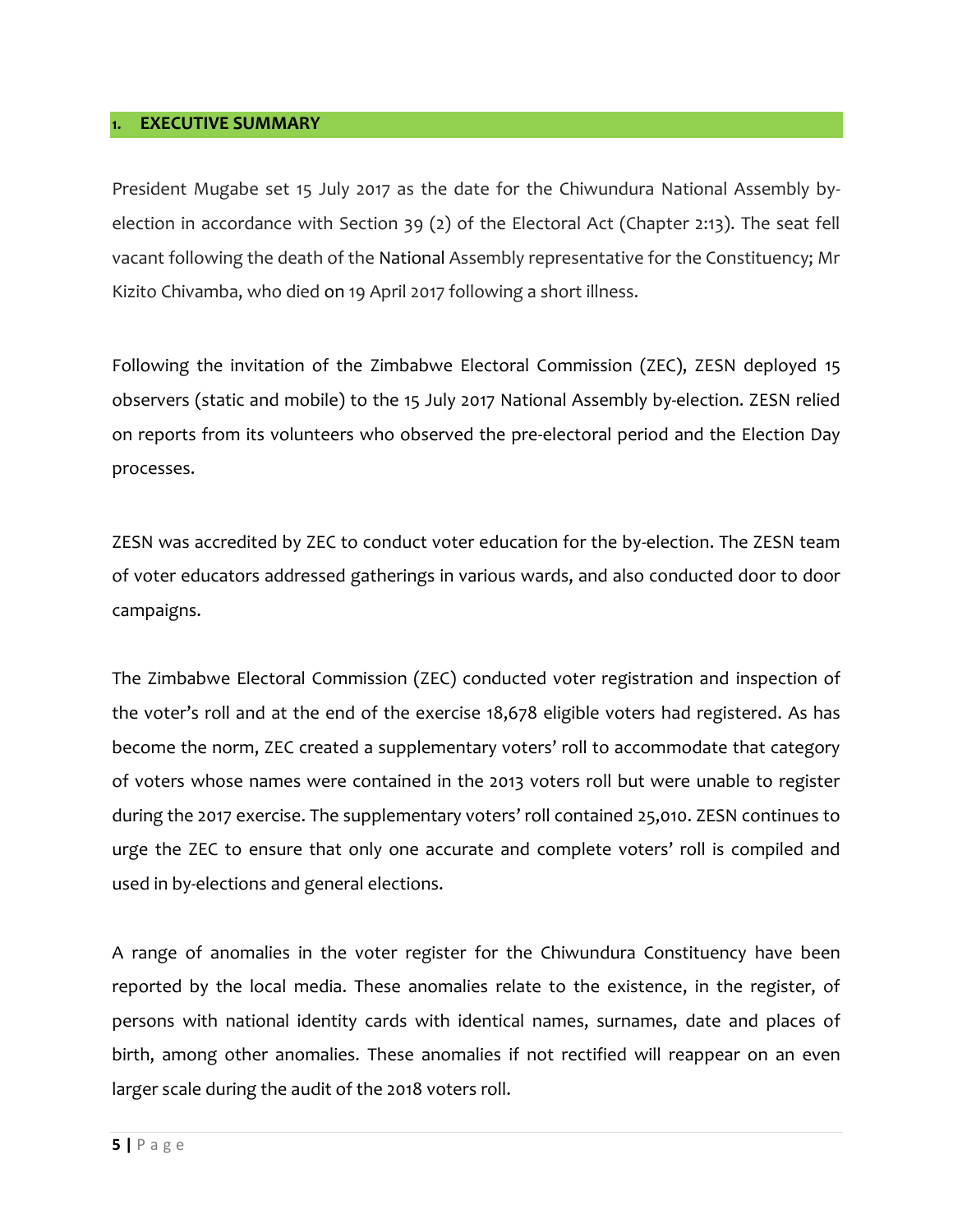# 1. EXECUTIVE SUMMARY

President Mugabe set 15 July 2017 as the date for the Chiwundura National Assembly by-election in accordance with Section 39 (2) of the Electoral Act (Chapter 2:13). The seat fell vacant following the death of the National Assembly representative for the Constituency; Mr Kizito Chivamba, who died on 19 April 2017 following a short illness.

Following the invitation of the Zimbabwe Electoral Commission (ZEC), ZESN deployed 15 observers (static and mobile) to the 15 July 2017 National Assembly by-election. ZESN relied on reports from its volunteers who observed the pre-electoral period and the Election Day processes.

ZESN was accredited by ZEC to conduct voter education for the by-election. The ZESN team of voter educators addressed gatherings in various wards, and also conducted door to door campaigns.

The Zimbabwe Electoral Commission (ZEC) conducted voter registration and inspection of the voter's roll and at the end of the exercise 18,678 eligible voters had registered. As has become the norm, ZEC created a supplementary voters' roll to accommodate that category of voters whose names were contained in the 2013 voters roll but were unable to register during the 2017 exercise. The supplementary voters' roll contained 25,010. ZESN continues to urge the ZEC to ensure that only one accurate and complete voters' roll is compiled and used in by-elections and general elections.

A range of anomalies in the voter register for the Chiwundura Constituency have been reported by the local media. These anomalies relate to the existence, in the register, of persons with national identity cards with identical names, surnames, date and places of birth, among other anomalies. These anomalies if not rectified will reappear on an even larger scale during the audit of the 2018 voters roll.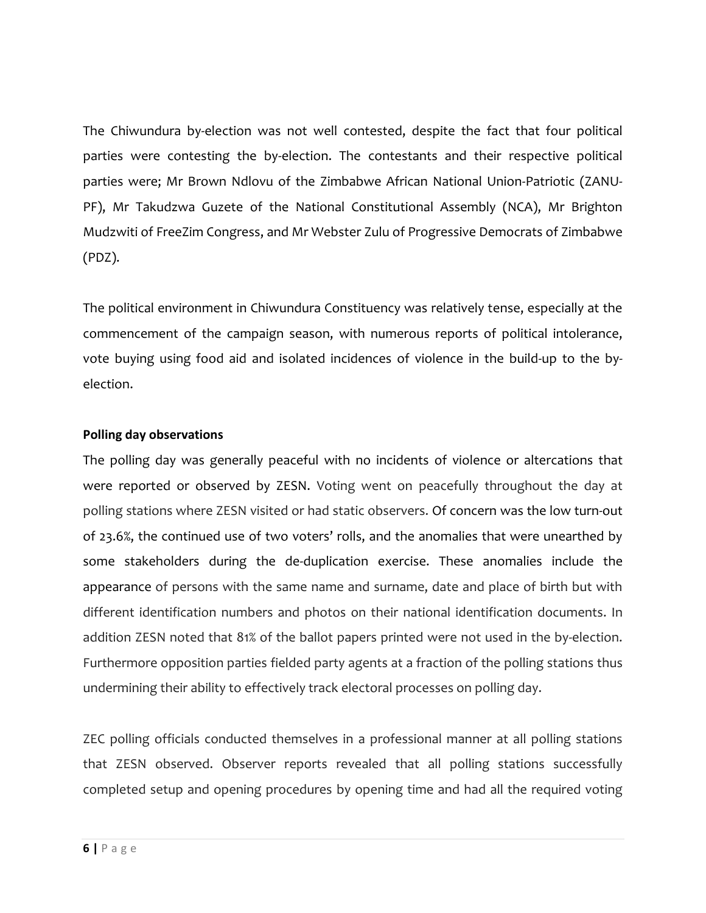The Chiwundura by-election was not well contested, despite the fact that four political parties were contesting the by-election. The contestants and their respective political parties were; Mr Brown Ndlovu of the Zimbabwe African National Union-Patriotic (ZANU-PF), Mr Takudzwa Guzete of the National Constitutional Assembly (NCA), Mr Brighton Mudzwiti of FreeZim Congress, and Mr Webster Zulu of Progressive Democrats of Zimbabwe (PDZ).

The political environment in Chiwundura Constituency was relatively tense, especially at the commencement of the campaign season, with numerous reports of political intolerance, vote buying using food aid and isolated incidences of violence in the build-up to the by-election.

**Polling day observations**

The polling day was generally peaceful with no incidents of violence or altercations that were reported or observed by ZESN. Voting went on peacefully throughout the day at polling stations where ZESN visited or had static observers. Of concern was the low turn-out of 23.6%, the continued use of two voters' rolls, and the anomalies that were unearthed by some stakeholders during the de-duplication exercise. These anomalies include the appearance of persons with the same name and surname, date and place of birth but with different identification numbers and photos on their national identification documents. In addition ZESN noted that 81% of the ballot papers printed were not used in the by-election. Furthermore opposition parties fielded party agents at a fraction of the polling stations thus undermining their ability to effectively track electoral processes on polling day.

ZEC polling officials conducted themselves in a professional manner at all polling stations that ZESN observed. Observer reports revealed that all polling stations successfully completed setup and opening procedures by opening time and had all the required voting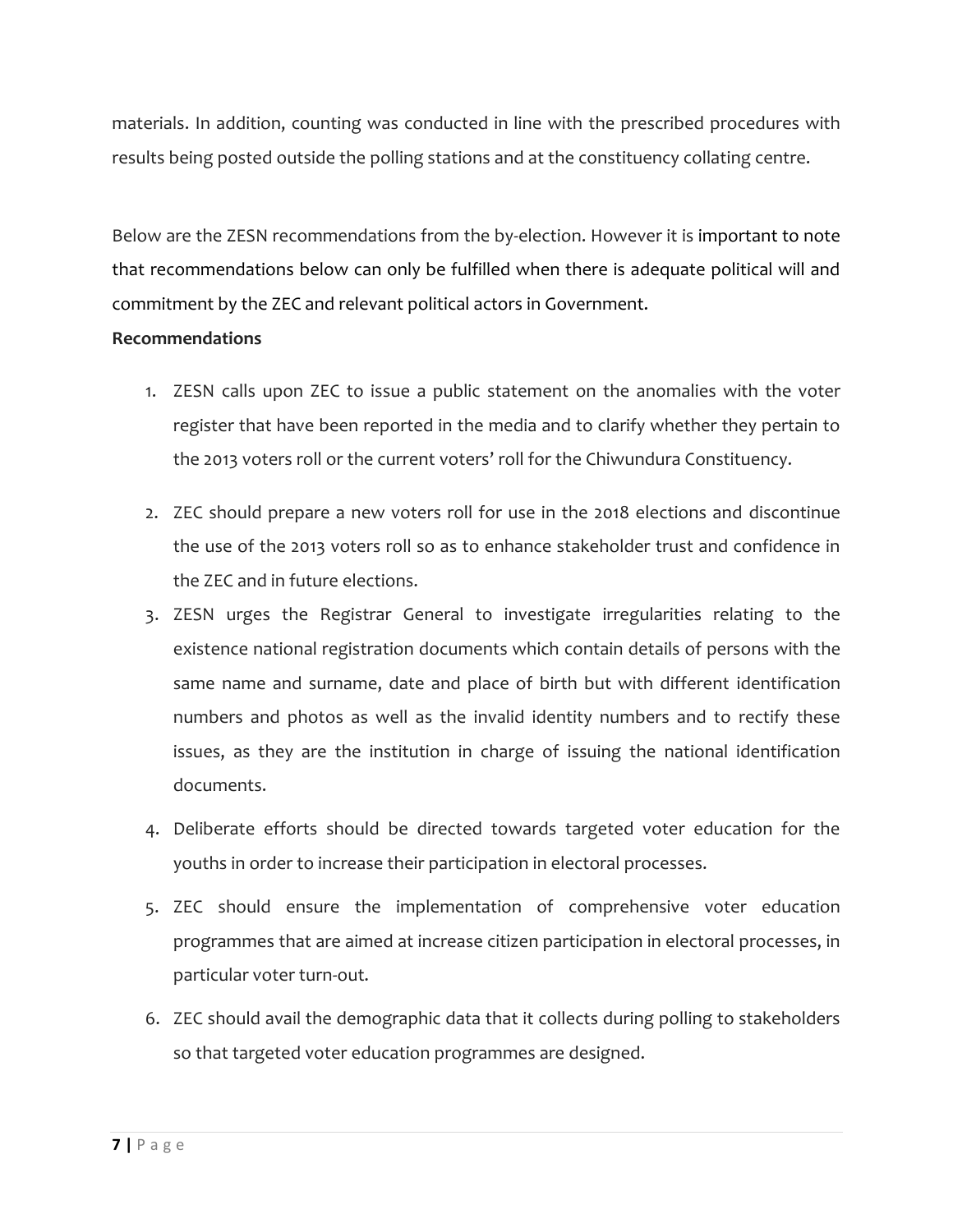materials. In addition, counting was conducted in line with the prescribed procedures with results being posted outside the polling stations and at the constituency collating centre.

Below are the ZESN recommendations from the by-election. However it is important to note that recommendations below can only be fulfilled when there is adequate political will and commitment by the ZEC and relevant political actors in Government.

**Recommendations**

1. ZESN calls upon ZEC to issue a public statement on the anomalies with the voter register that have been reported in the media and to clarify whether they pertain to the 2013 voters roll or the current voters' roll for the Chiwundura Constituency.

2. ZEC should prepare a new voters roll for use in the 2018 elections and discontinue the use of the 2013 voters roll so as to enhance stakeholder trust and confidence in the ZEC and in future elections.
3. ZESN urges the Registrar General to investigate irregularities relating to the existence national registration documents which contain details of persons with the same name and surname, date and place of birth but with different identification numbers and photos as well as the invalid identity numbers and to rectify these issues, as they are the institution in charge of issuing the national identification documents.

4. Deliberate efforts should be directed towards targeted voter education for the youths in order to increase their participation in electoral processes.

5. ZEC should ensure the implementation of comprehensive voter education programmes that are aimed at increase citizen participation in electoral processes, in particular voter turn-out.

6. ZEC should avail the demographic data that it collects during polling to stakeholders so that targeted voter education programmes are designed.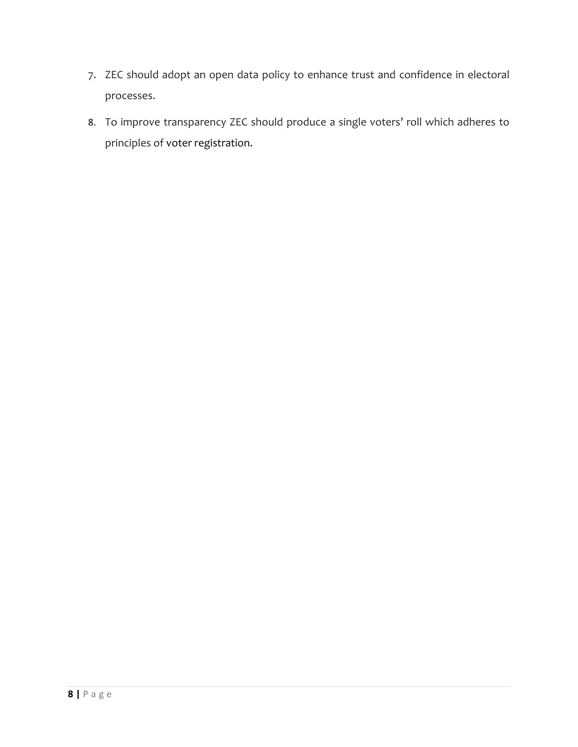7. ZEC should adopt an open data policy to enhance trust and confidence in electoral processes.
8. To improve transparency ZEC should produce a single voters' roll which adheres to principles of voter registration.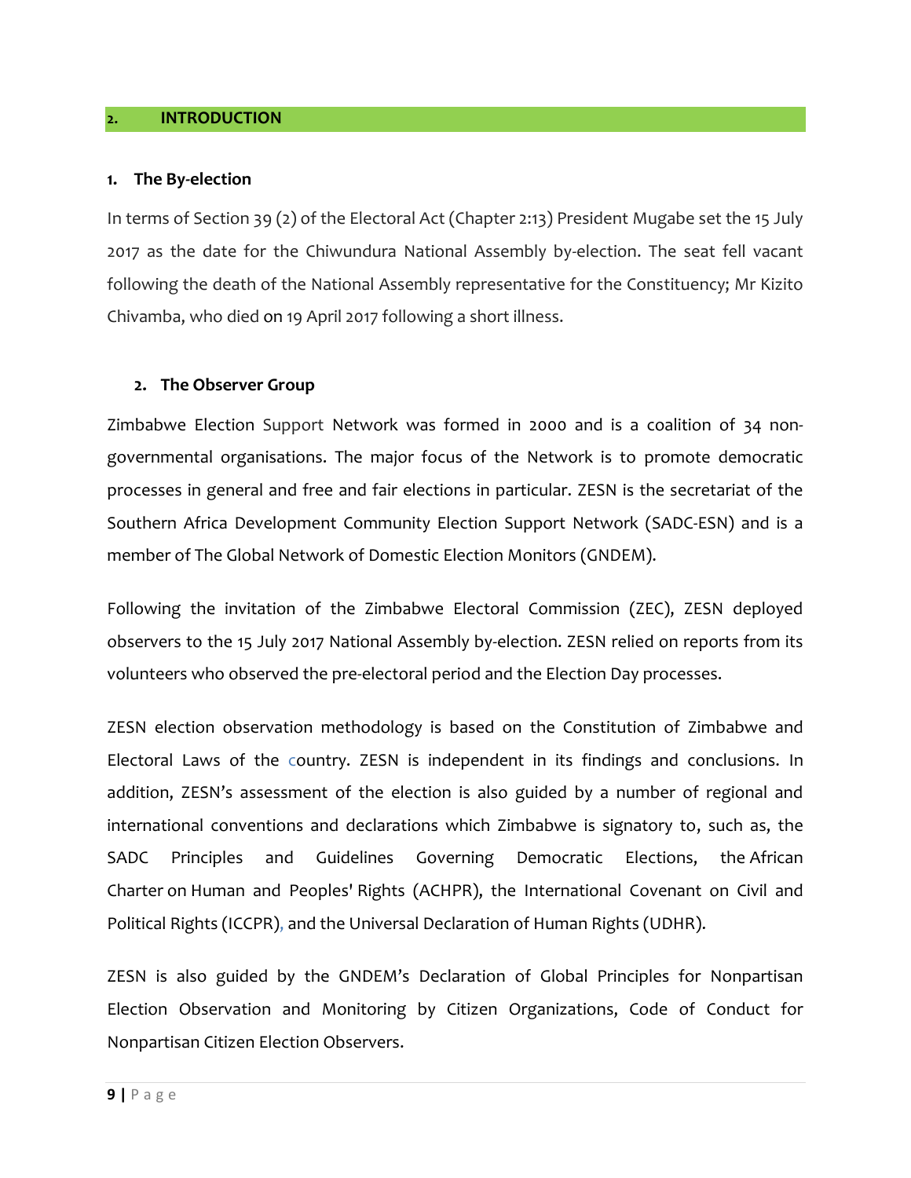## 2. INTRODUCTION

### 1. The By-election

In terms of Section 39 (2) of the Electoral Act (Chapter 2:13) President Mugabe set the 15 July 2017 as the date for the Chiwundura National Assembly by-election. The seat fell vacant following the death of the National Assembly representative for the Constituency; Mr Kizito Chivamba, who died on 19 April 2017 following a short illness.

### 2. The Observer Group

Zimbabwe Election Support Network was formed in 2000 and is a coalition of 34 non-governmental organisations. The major focus of the Network is to promote democratic processes in general and free and fair elections in particular. ZESN is the secretariat of the Southern Africa Development Community Election Support Network (SADC-ESN) and is a member of The Global Network of Domestic Election Monitors (GNDEM).

Following the invitation of the Zimbabwe Electoral Commission (ZEC), ZESN deployed observers to the 15 July 2017 National Assembly by-election. ZESN relied on reports from its volunteers who observed the pre-electoral period and the Election Day processes.

ZESN election observation methodology is based on the Constitution of Zimbabwe and Electoral Laws of the country. ZESN is independent in its findings and conclusions. In addition, ZESN's assessment of the election is also guided by a number of regional and international conventions and declarations which Zimbabwe is signatory to, such as, the SADC Principles and Guidelines Governing Democratic Elections, the African Charter on Human and Peoples' Rights (ACHPR), the International Covenant on Civil and Political Rights (ICCPR), and the Universal Declaration of Human Rights (UDHR).

ZESN is also guided by the GNDEM's Declaration of Global Principles for Nonpartisan Election Observation and Monitoring by Citizen Organizations, Code of Conduct for Nonpartisan Citizen Election Observers.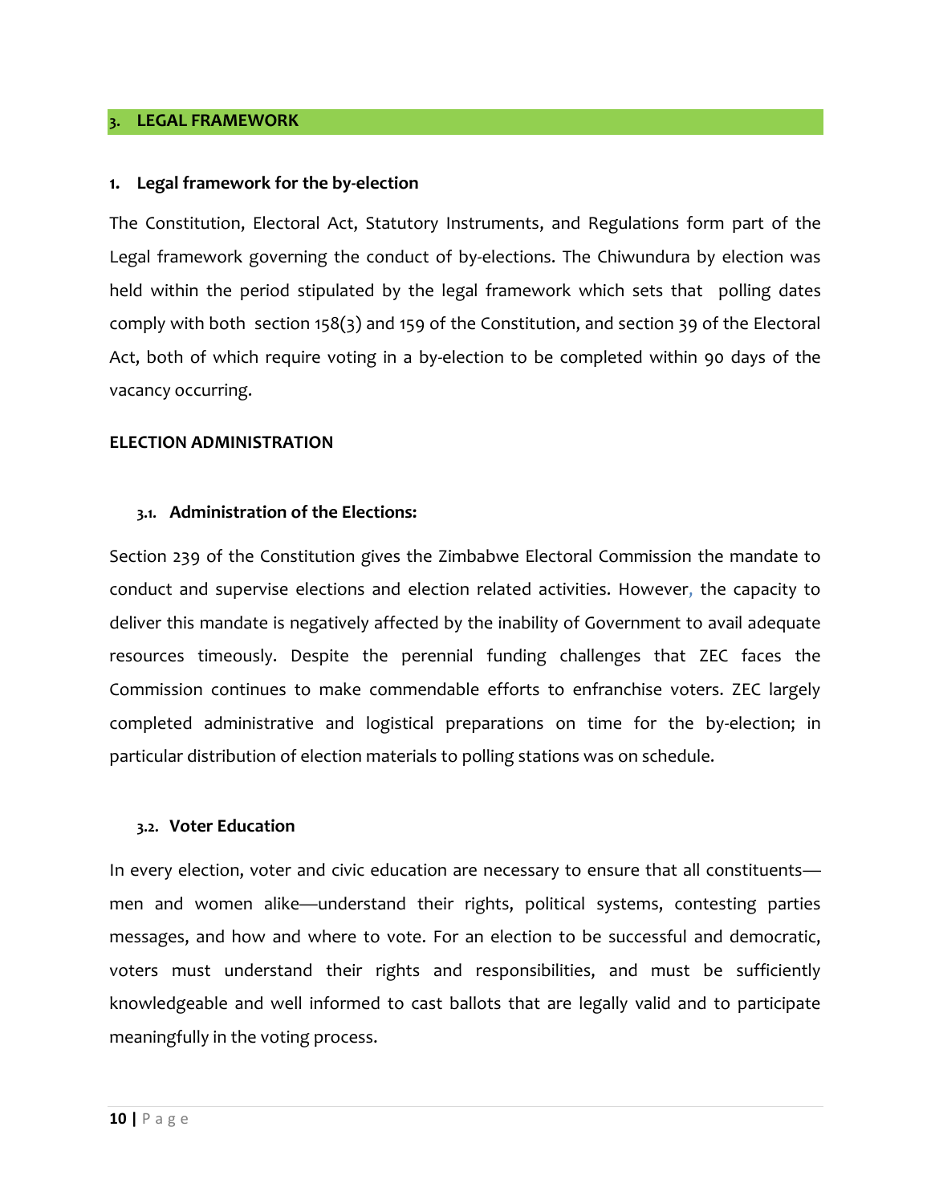## 3. LEGAL FRAMEWORK

### 1. Legal framework for the by-election

The Constitution, Electoral Act, Statutory Instruments, and Regulations form part of the Legal framework governing the conduct of by-elections. The Chiwundura by election was held within the period stipulated by the legal framework which sets that polling dates comply with both section 158(3) and 159 of the Constitution, and section 39 of the Electoral Act, both of which require voting in a by-election to be completed within 90 days of the vacancy occurring.

**ELECTION ADMINISTRATION**

### 3.1. Administration of the Elections:

Section 239 of the Constitution gives the Zimbabwe Electoral Commission the mandate to conduct and supervise elections and election related activities. However, the capacity to deliver this mandate is negatively affected by the inability of Government to avail adequate resources timeously. Despite the perennial funding challenges that ZEC faces the Commission continues to make commendable efforts to enfranchise voters. ZEC largely completed administrative and logistical preparations on time for the by-election; in particular distribution of election materials to polling stations was on schedule.

### 3.2. Voter Education

In every election, voter and civic education are necessary to ensure that all constituents—men and women alike—understand their rights, political systems, contesting parties messages, and how and where to vote. For an election to be successful and democratic, voters must understand their rights and responsibilities, and must be sufficiently knowledgeable and well informed to cast ballots that are legally valid and to participate meaningfully in the voting process.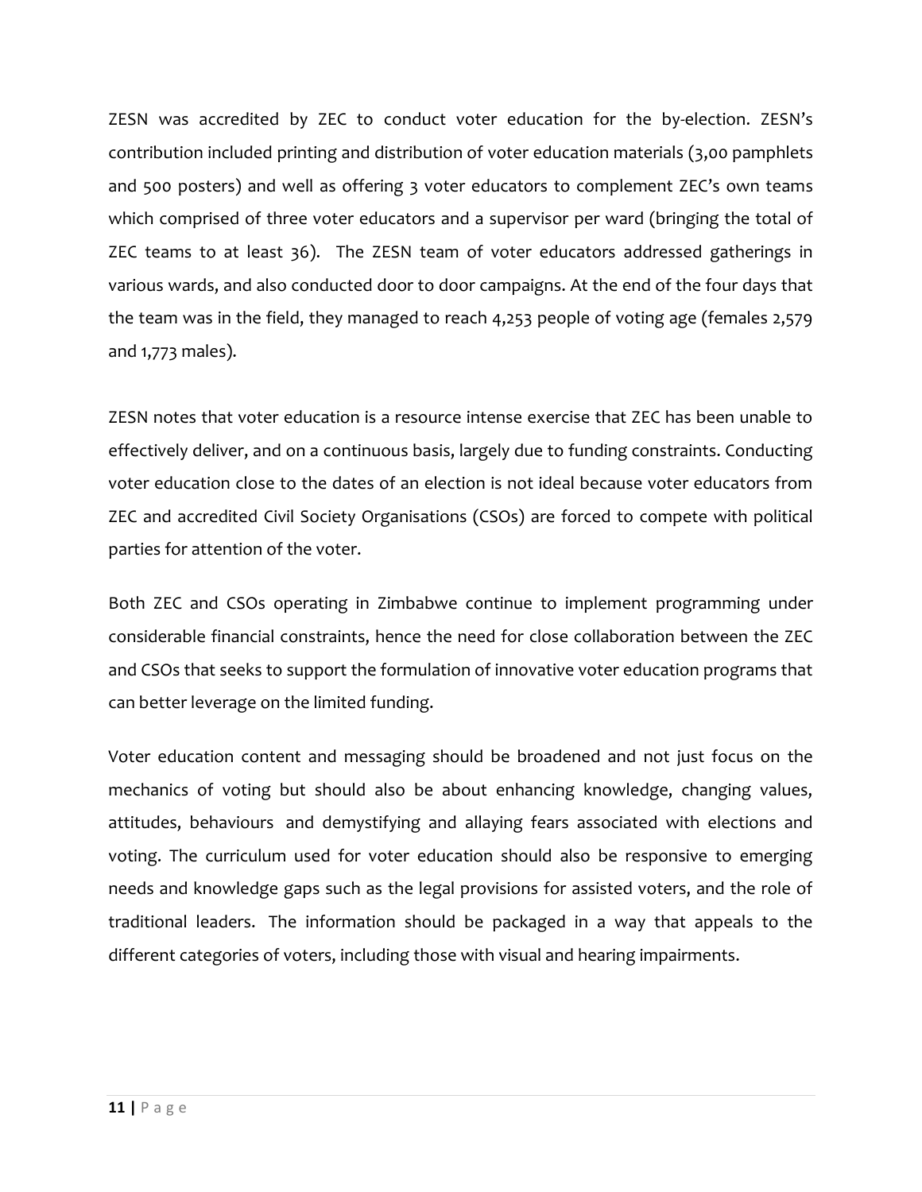ZESN was accredited by ZEC to conduct voter education for the by-election. ZESN's contribution included printing and distribution of voter education materials (3,00 pamphlets and 500 posters) and well as offering 3 voter educators to complement ZEC's own teams which comprised of three voter educators and a supervisor per ward (bringing the total of ZEC teams to at least 36). The ZESN team of voter educators addressed gatherings in various wards, and also conducted door to door campaigns. At the end of the four days that the team was in the field, they managed to reach 4,253 people of voting age (females 2,579 and 1,773 males).

ZESN notes that voter education is a resource intense exercise that ZEC has been unable to effectively deliver, and on a continuous basis, largely due to funding constraints. Conducting voter education close to the dates of an election is not ideal because voter educators from ZEC and accredited Civil Society Organisations (CSOs) are forced to compete with political parties for attention of the voter.

Both ZEC and CSOs operating in Zimbabwe continue to implement programming under considerable financial constraints, hence the need for close collaboration between the ZEC and CSOs that seeks to support the formulation of innovative voter education programs that can better leverage on the limited funding.

Voter education content and messaging should be broadened and not just focus on the mechanics of voting but should also be about enhancing knowledge, changing values, attitudes, behaviours and demystifying and allaying fears associated with elections and voting. The curriculum used for voter education should also be responsive to emerging needs and knowledge gaps such as the legal provisions for assisted voters, and the role of traditional leaders. The information should be packaged in a way that appeals to the different categories of voters, including those with visual and hearing impairments.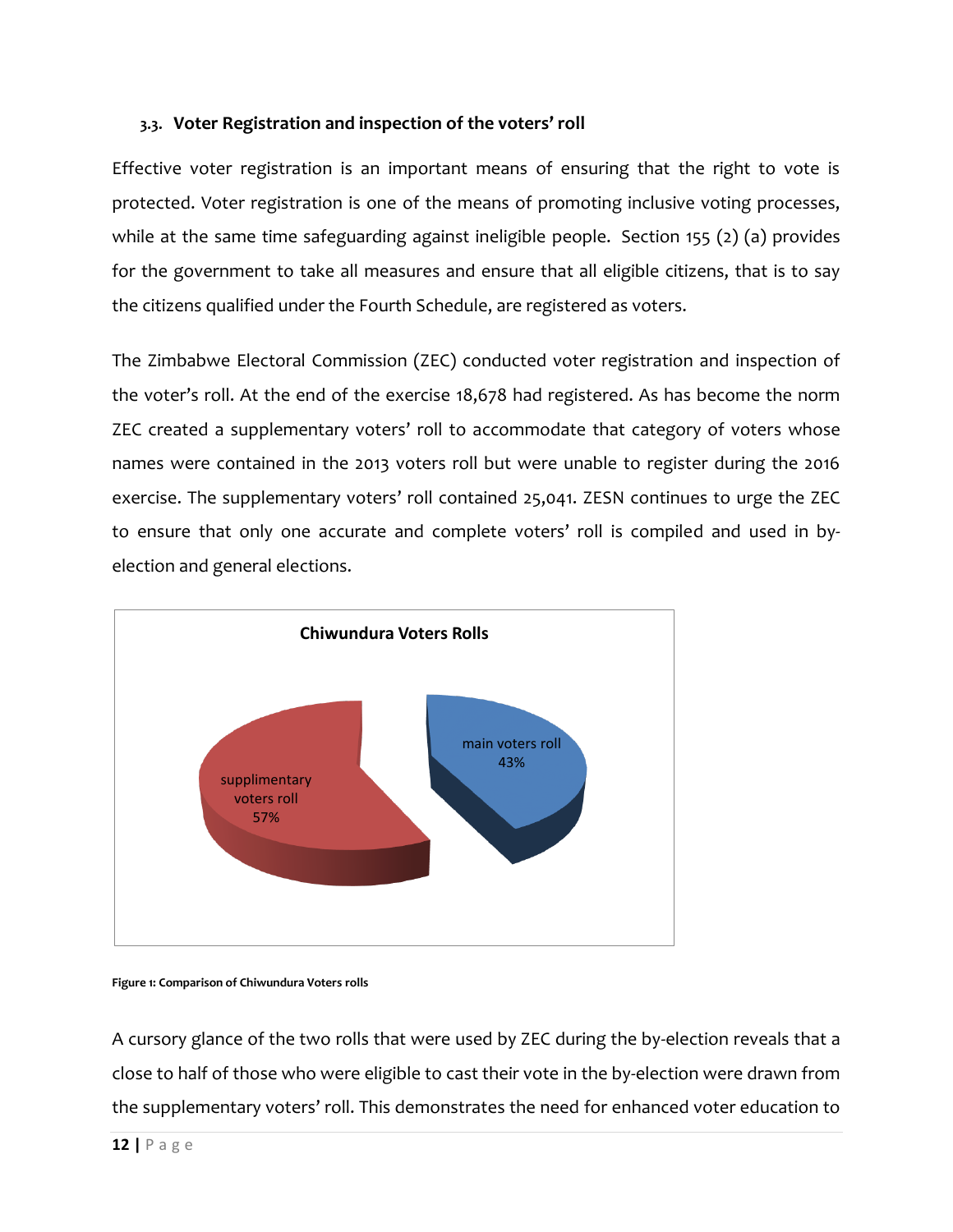### 3.3. Voter Registration and inspection of the voters' roll

Effective voter registration is an important means of ensuring that the right to vote is protected. Voter registration is one of the means of promoting inclusive voting processes, while at the same time safeguarding against ineligible people. Section 155 (2) (a) provides for the government to take all measures and ensure that all eligible citizens, that is to say the citizens qualified under the Fourth Schedule, are registered as voters.

The Zimbabwe Electoral Commission (ZEC) conducted voter registration and inspection of the voter's roll. At the end of the exercise 18,678 had registered. As has become the norm ZEC created a supplementary voters' roll to accommodate that category of voters whose names were contained in the 2013 voters roll but were unable to register during the 2016 exercise. The supplementary voters' roll contained 25,041. ZESN continues to urge the ZEC to ensure that only one accurate and complete voters' roll is compiled and used in by-election and general elections.

**Chiwundura Voters Rolls**

- supplimentary voters roll 57%
- main voters roll 43%

**Figure 1: Comparison of Chiwundura Voters rolls**

A cursory glance of the two rolls that were used by ZEC during the by-election reveals that a close to half of those who were eligible to cast their vote in the by-election were drawn from the supplementary voters' roll. This demonstrates the need for enhanced voter education to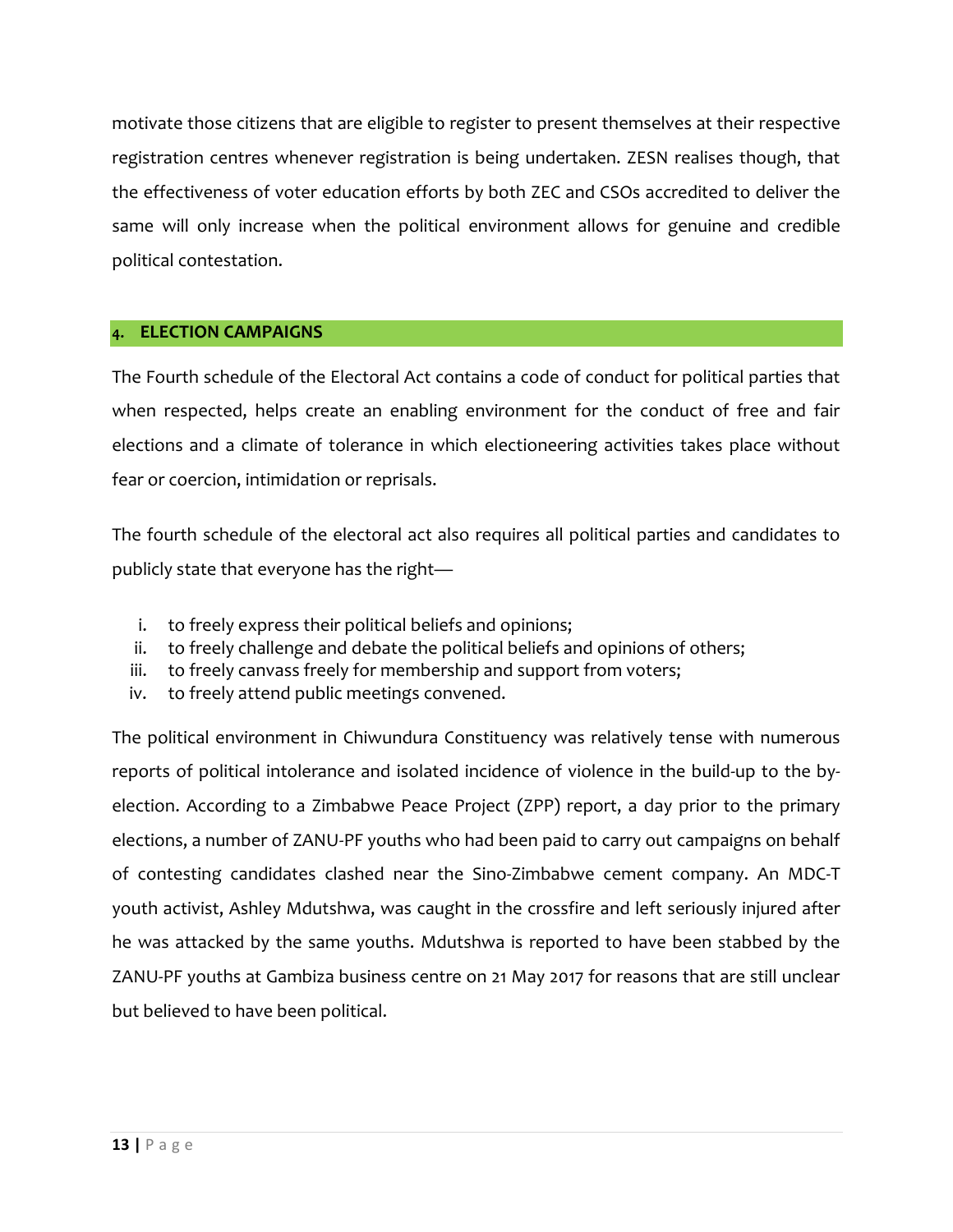motivate those citizens that are eligible to register to present themselves at their respective registration centres whenever registration is being undertaken. ZESN realises though, that the effectiveness of voter education efforts by both ZEC and CSOs accredited to deliver the same will only increase when the political environment allows for genuine and credible political contestation.

## 4. ELECTION CAMPAIGNS

The Fourth schedule of the Electoral Act contains a code of conduct for political parties that when respected, helps create an enabling environment for the conduct of free and fair elections and a climate of tolerance in which electioneering activities takes place without fear or coercion, intimidation or reprisals.

The fourth schedule of the electoral act also requires all political parties and candidates to publicly state that everyone has the right—

i. to freely express their political beliefs and opinions;
ii. to freely challenge and debate the political beliefs and opinions of others;
iii. to freely canvass freely for membership and support from voters;
iv. to freely attend public meetings convened.

The political environment in Chiwundura Constituency was relatively tense with numerous reports of political intolerance and isolated incidence of violence in the build-up to the by-election. According to a Zimbabwe Peace Project (ZPP) report, a day prior to the primary elections, a number of ZANU-PF youths who had been paid to carry out campaigns on behalf of contesting candidates clashed near the Sino-Zimbabwe cement company. An MDC-T youth activist, Ashley Mdutshwa, was caught in the crossfire and left seriously injured after he was attacked by the same youths. Mdutshwa is reported to have been stabbed by the ZANU-PF youths at Gambiza business centre on 21 May 2017 for reasons that are still unclear but believed to have been political.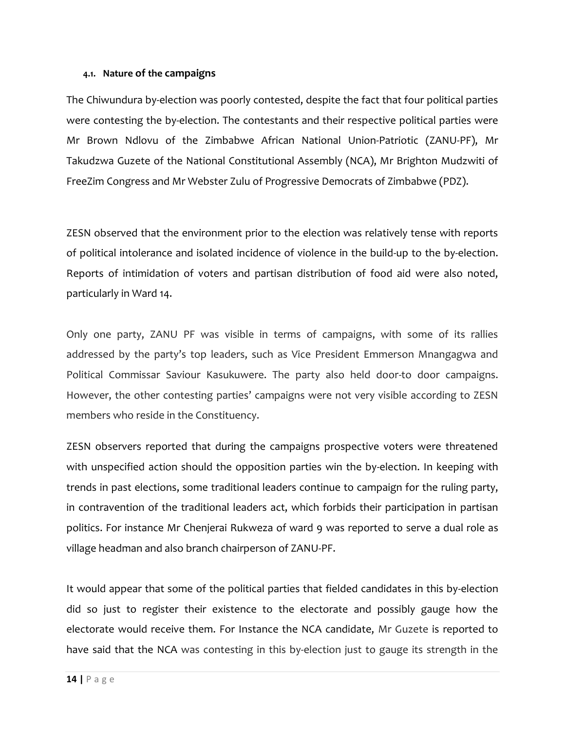#### 4.1. Nature of the campaigns

The Chiwundura by-election was poorly contested, despite the fact that four political parties were contesting the by-election. The contestants and their respective political parties were Mr Brown Ndlovu of the Zimbabwe African National Union-Patriotic (ZANU-PF), Mr Takudzwa Guzete of the National Constitutional Assembly (NCA), Mr Brighton Mudzwiti of FreeZim Congress and Mr Webster Zulu of Progressive Democrats of Zimbabwe (PDZ).

ZESN observed that the environment prior to the election was relatively tense with reports of political intolerance and isolated incidence of violence in the build-up to the by-election. Reports of intimidation of voters and partisan distribution of food aid were also noted, particularly in Ward 14.

Only one party, ZANU PF was visible in terms of campaigns, with some of its rallies addressed by the party's top leaders, such as Vice President Emmerson Mnangagwa and Political Commissar Saviour Kasukuwere. The party also held door-to door campaigns. However, the other contesting parties' campaigns were not very visible according to ZESN members who reside in the Constituency.

ZESN observers reported that during the campaigns prospective voters were threatened with unspecified action should the opposition parties win the by-election. In keeping with trends in past elections, some traditional leaders continue to campaign for the ruling party, in contravention of the traditional leaders act, which forbids their participation in partisan politics. For instance Mr Chenjerai Rukweza of ward 9 was reported to serve a dual role as village headman and also branch chairperson of ZANU-PF.

It would appear that some of the political parties that fielded candidates in this by-election did so just to register their existence to the electorate and possibly gauge how the electorate would receive them. For Instance the NCA candidate, Mr Guzete is reported to have said that the NCA was contesting in this by-election just to gauge its strength in the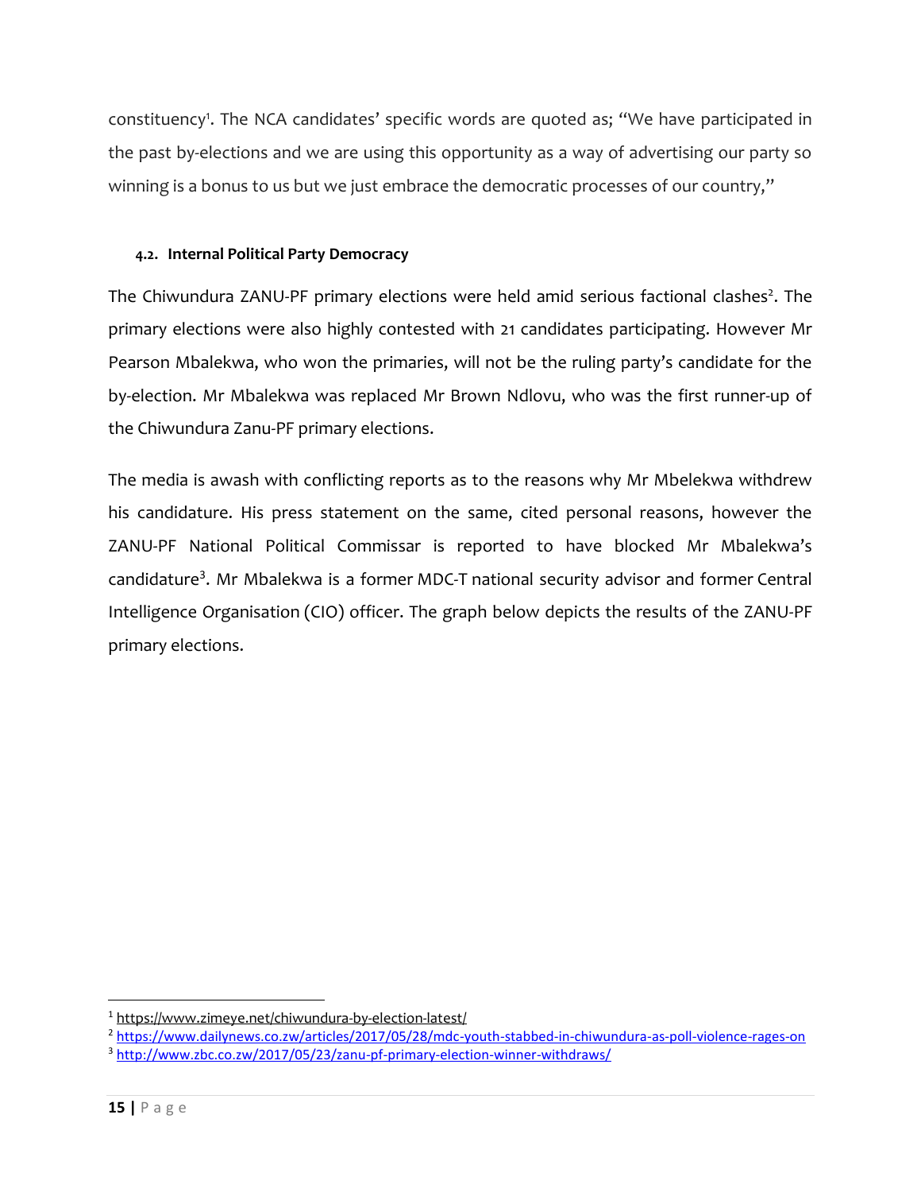constituency[1]. The NCA candidates' specific words are quoted as; "We have participated in the past by-elections and we are using this opportunity as a way of advertising our party so winning is a bonus to us but we just embrace the democratic processes of our country,"

### 4.2. Internal Political Party Democracy

The Chiwundura ZANU-PF primary elections were held amid serious factional clashes[2]. The primary elections were also highly contested with 21 candidates participating. However Mr Pearson Mbalekwa, who won the primaries, will not be the ruling party's candidate for the by-election. Mr Mbalekwa was replaced Mr Brown Ndlovu, who was the first runner-up of the Chiwundura Zanu-PF primary elections.

The media is awash with conflicting reports as to the reasons why Mr Mbelekwa withdrew his candidature. His press statement on the same, cited personal reasons, however the ZANU-PF National Political Commissar is reported to have blocked Mr Mbalekwa's candidature[3]. Mr Mbalekwa is a former MDC-T national security advisor and former Central Intelligence Organisation (CIO) officer. The graph below depicts the results of the ZANU-PF primary elections.

---

[1] https://www.zimeye.net/chiwundura-by-election-latest/

[2] https://www.dailynews.co.zw/articles/2017/05/28/mdc-youth-stabbed-in-chiwundura-as-poll-violence-rages-on

[3] http://www.zbc.co.zw/2017/05/23/zanu-pf-primary-election-winner-withdraws/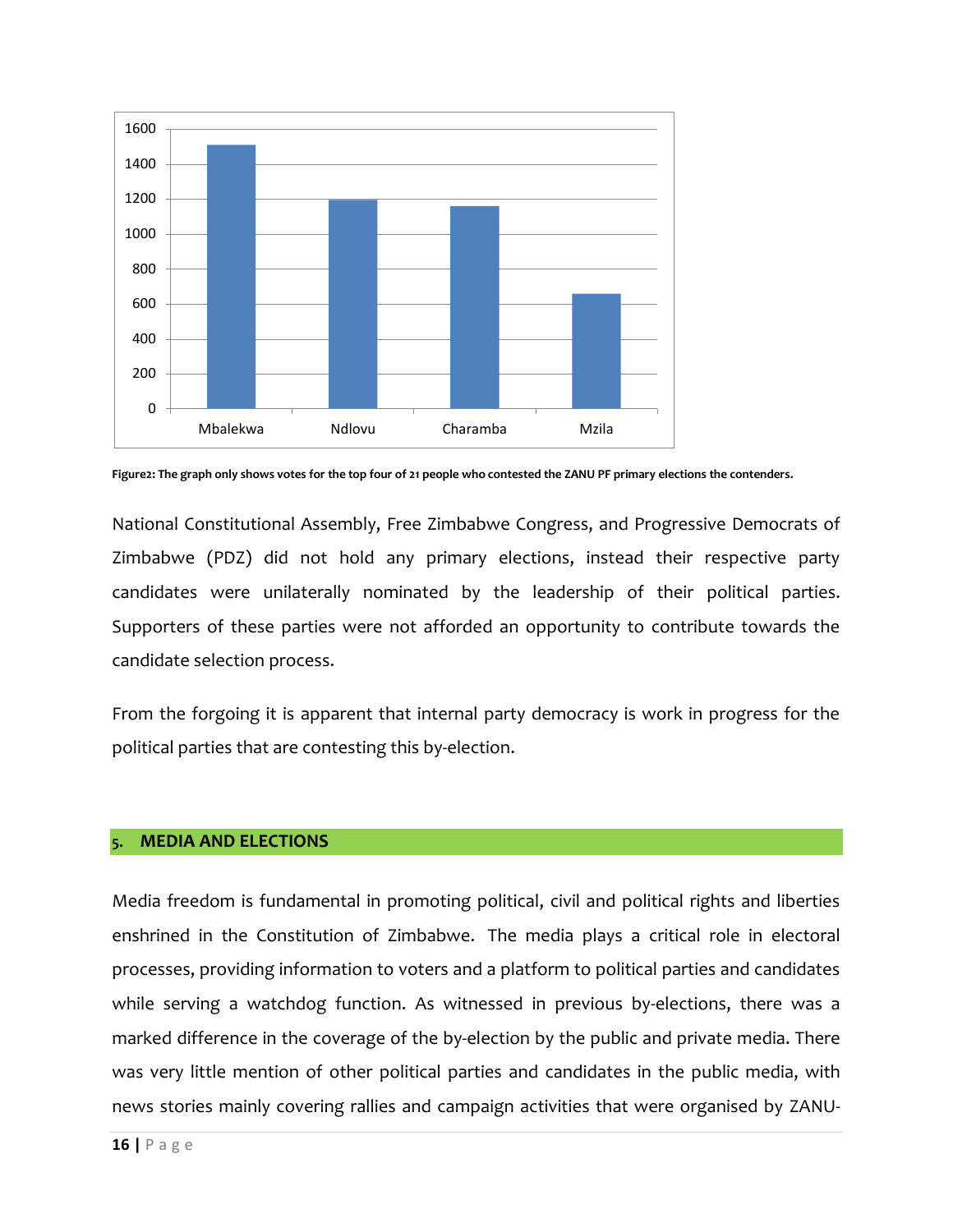Figure2: The graph only shows votes for the top four of 21 people who contested the ZANU PF primary elections the contenders.

National Constitutional Assembly, Free Zimbabwe Congress, and Progressive Democrats of Zimbabwe (PDZ) did not hold any primary elections, instead their respective party candidates were unilaterally nominated by the leadership of their political parties. Supporters of these parties were not afforded an opportunity to contribute towards the candidate selection process.

From the forgoing it is apparent that internal party democracy is work in progress for the political parties that are contesting this by-election.

## 5. MEDIA AND ELECTIONS

Media freedom is fundamental in promoting political, civil and political rights and liberties enshrined in the Constitution of Zimbabwe. The media plays a critical role in electoral processes, providing information to voters and a platform to political parties and candidates while serving a watchdog function. As witnessed in previous by-elections, there was a marked difference in the coverage of the by-election by the public and private media. There was very little mention of other political parties and candidates in the public media, with news stories mainly covering rallies and campaign activities that were organised by ZANU-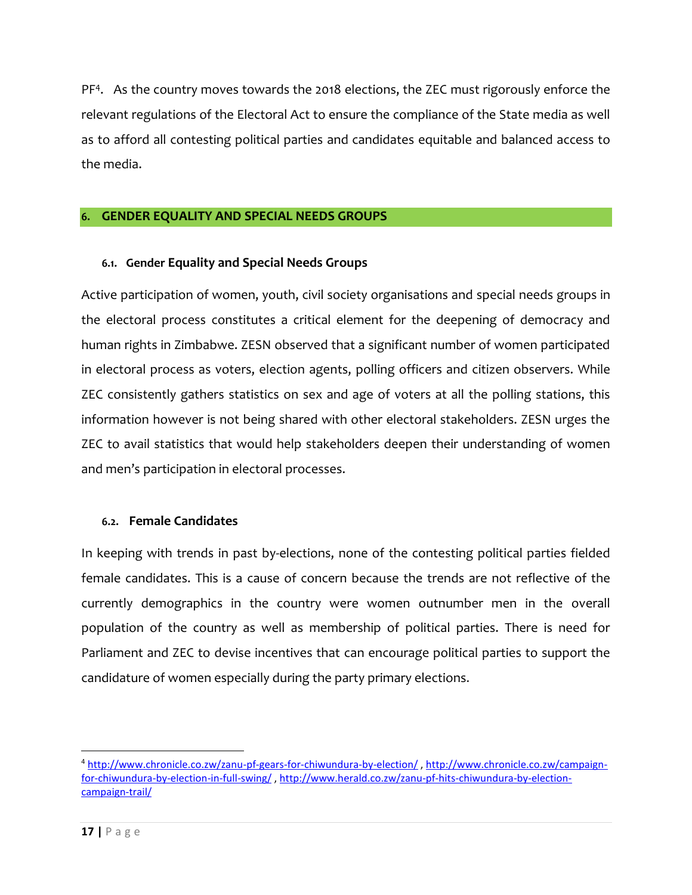PF[4]. As the country moves towards the 2018 elections, the ZEC must rigorously enforce the relevant regulations of the Electoral Act to ensure the compliance of the State media as well as to afford all contesting political parties and candidates equitable and balanced access to the media.

## 6. GENDER EQUALITY AND SPECIAL NEEDS GROUPS

### 6.1. Gender Equality and Special Needs Groups

Active participation of women, youth, civil society organisations and special needs groups in the electoral process constitutes a critical element for the deepening of democracy and human rights in Zimbabwe. ZESN observed that a significant number of women participated in electoral process as voters, election agents, polling officers and citizen observers. While ZEC consistently gathers statistics on sex and age of voters at all the polling stations, this information however is not being shared with other electoral stakeholders. ZESN urges the ZEC to avail statistics that would help stakeholders deepen their understanding of women and men's participation in electoral processes.

### 6.2. Female Candidates

In keeping with trends in past by-elections, none of the contesting political parties fielded female candidates. This is a cause of concern because the trends are not reflective of the currently demographics in the country were women outnumber men in the overall population of the country as well as membership of political parties. There is need for Parliament and ZEC to devise incentives that can encourage political parties to support the candidature of women especially during the party primary elections.

---

[4] http://www.chronicle.co.zw/zanu-pf-gears-for-chiwundura-by-election/ , http://www.chronicle.co.zw/campaign-for-chiwundura-by-election-in-full-swing/ , http://www.herald.co.zw/zanu-pf-hits-chiwundura-by-election-campaign-trail/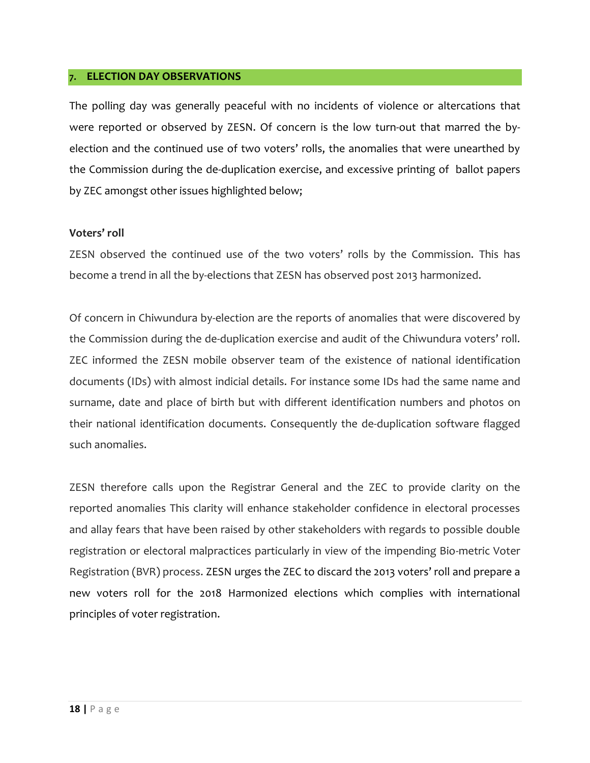## 7. ELECTION DAY OBSERVATIONS

The polling day was generally peaceful with no incidents of violence or altercations that were reported or observed by ZESN. Of concern is the low turn-out that marred the by-election and the continued use of two voters' rolls, the anomalies that were unearthed by the Commission during the de-duplication exercise, and excessive printing of ballot papers by ZEC amongst other issues highlighted below;

**Voters' roll**

ZESN observed the continued use of the two voters' rolls by the Commission. This has become a trend in all the by-elections that ZESN has observed post 2013 harmonized.

Of concern in Chiwundura by-election are the reports of anomalies that were discovered by the Commission during the de-duplication exercise and audit of the Chiwundura voters' roll. ZEC informed the ZESN mobile observer team of the existence of national identification documents (IDs) with almost indicial details. For instance some IDs had the same name and surname, date and place of birth but with different identification numbers and photos on their national identification documents. Consequently the de-duplication software flagged such anomalies.

ZESN therefore calls upon the Registrar General and the ZEC to provide clarity on the reported anomalies This clarity will enhance stakeholder confidence in electoral processes and allay fears that have been raised by other stakeholders with regards to possible double registration or electoral malpractices particularly in view of the impending Bio-metric Voter Registration (BVR) process. ZESN urges the ZEC to discard the 2013 voters' roll and prepare a new voters roll for the 2018 Harmonized elections which complies with international principles of voter registration.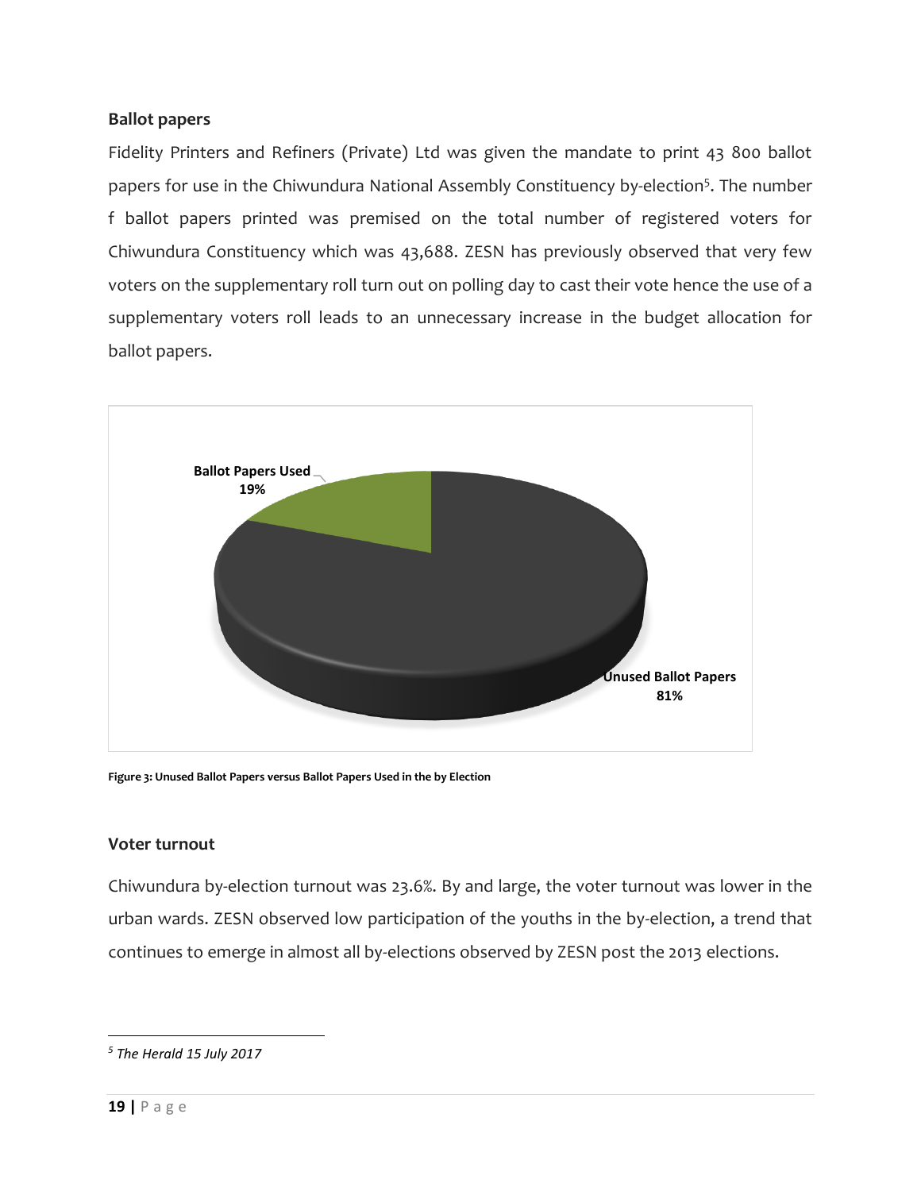### Ballot papers

Fidelity Printers and Refiners (Private) Ltd was given the mandate to print 43 800 ballot papers for use in the Chiwundura National Assembly Constituency by-election[5]. The number f ballot papers printed was premised on the total number of registered voters for Chiwundura Constituency which was 43,688. ZESN has previously observed that very few voters on the supplementary roll turn out on polling day to cast their vote hence the use of a supplementary voters roll leads to an unnecessary increase in the budget allocation for ballot papers.

Ballot Papers Used 19%

Unused Ballot Papers 81%

**Figure 3: Unused Ballot Papers versus Ballot Papers Used in the by Election**

### Voter turnout

Chiwundura by-election turnout was 23.6%. By and large, the voter turnout was lower in the urban wards. ZESN observed low participation of the youths in the by-election, a trend that continues to emerge in almost all by-elections observed by ZESN post the 2013 elections.

---

[5] *The Herald 15 July 2017*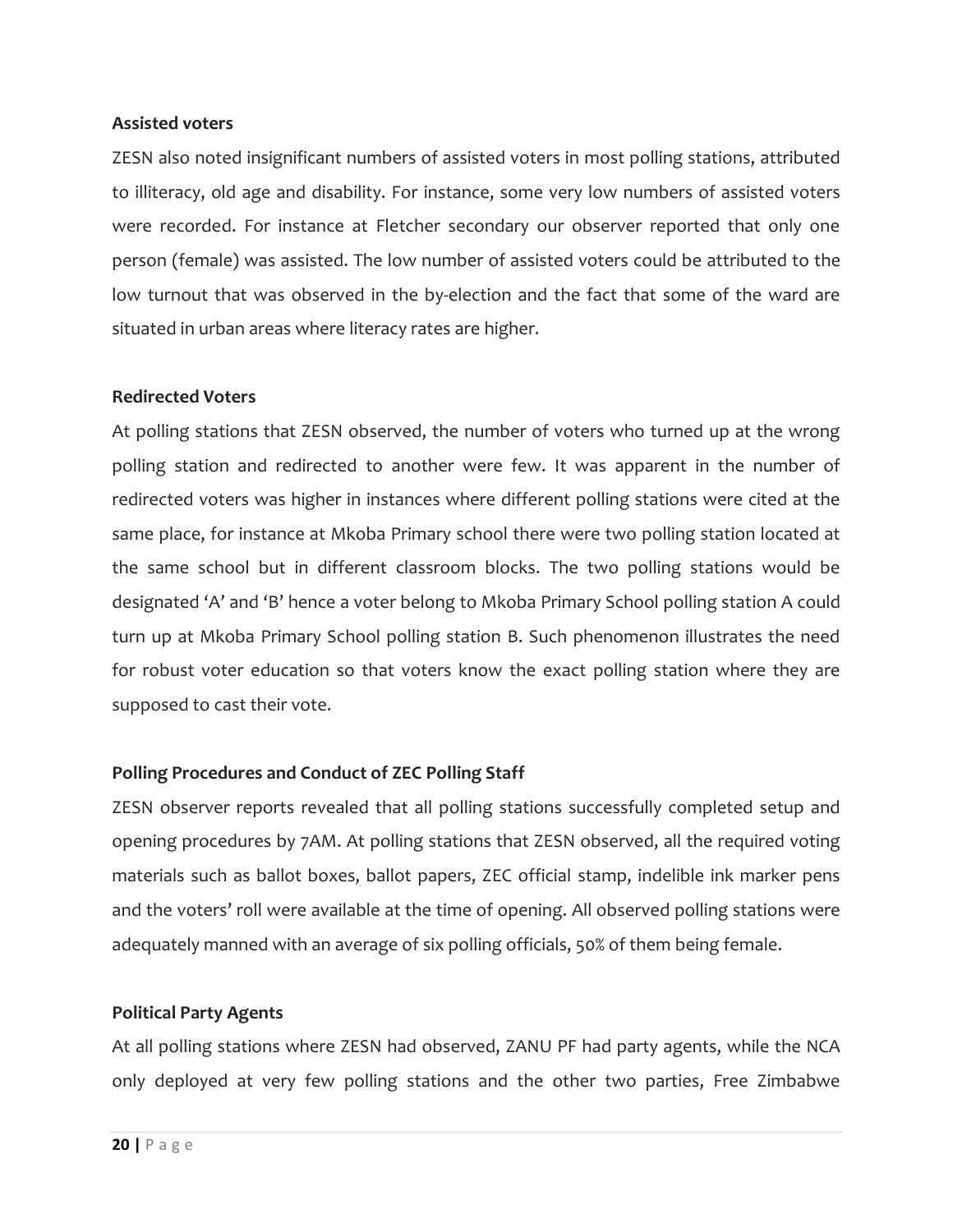**Assisted voters**

ZESN also noted insignificant numbers of assisted voters in most polling stations, attributed to illiteracy, old age and disability. For instance, some very low numbers of assisted voters were recorded. For instance at Fletcher secondary our observer reported that only one person (female) was assisted. The low number of assisted voters could be attributed to the low turnout that was observed in the by-election and the fact that some of the ward are situated in urban areas where literacy rates are higher.

**Redirected Voters**

At polling stations that ZESN observed, the number of voters who turned up at the wrong polling station and redirected to another were few. It was apparent in the number of redirected voters was higher in instances where different polling stations were cited at the same place, for instance at Mkoba Primary school there were two polling station located at the same school but in different classroom blocks. The two polling stations would be designated 'A' and 'B' hence a voter belong to Mkoba Primary School polling station A could turn up at Mkoba Primary School polling station B. Such phenomenon illustrates the need for robust voter education so that voters know the exact polling station where they are supposed to cast their vote.

**Polling Procedures and Conduct of ZEC Polling Staff**

ZESN observer reports revealed that all polling stations successfully completed setup and opening procedures by 7AM. At polling stations that ZESN observed, all the required voting materials such as ballot boxes, ballot papers, ZEC official stamp, indelible ink marker pens and the voters' roll were available at the time of opening. All observed polling stations were adequately manned with an average of six polling officials, 50% of them being female.

**Political Party Agents**

At all polling stations where ZESN had observed, ZANU PF had party agents, while the NCA only deployed at very few polling stations and the other two parties, Free Zimbabwe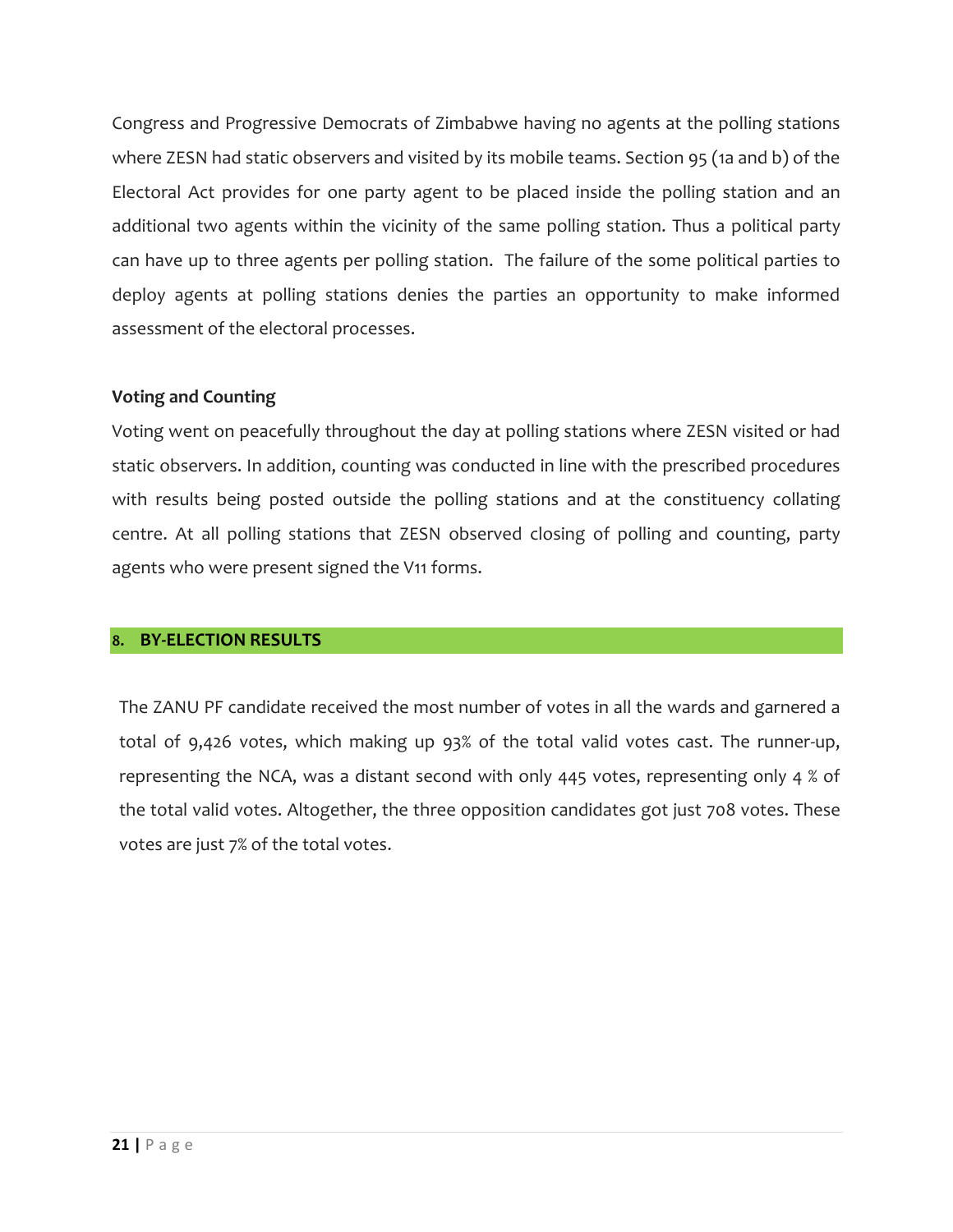Congress and Progressive Democrats of Zimbabwe having no agents at the polling stations where ZESN had static observers and visited by its mobile teams. Section 95 (1a and b) of the Electoral Act provides for one party agent to be placed inside the polling station and an additional two agents within the vicinity of the same polling station. Thus a political party can have up to three agents per polling station. The failure of the some political parties to deploy agents at polling stations denies the parties an opportunity to make informed assessment of the electoral processes.

**Voting and Counting**

Voting went on peacefully throughout the day at polling stations where ZESN visited or had static observers. In addition, counting was conducted in line with the prescribed procedures with results being posted outside the polling stations and at the constituency collating centre. At all polling stations that ZESN observed closing of polling and counting, party agents who were present signed the V11 forms.

## 8. BY-ELECTION RESULTS

The ZANU PF candidate received the most number of votes in all the wards and garnered a total of 9,426 votes, which making up 93% of the total valid votes cast. The runner-up, representing the NCA, was a distant second with only 445 votes, representing only 4 % of the total valid votes. Altogether, the three opposition candidates got just 708 votes. These votes are just 7% of the total votes.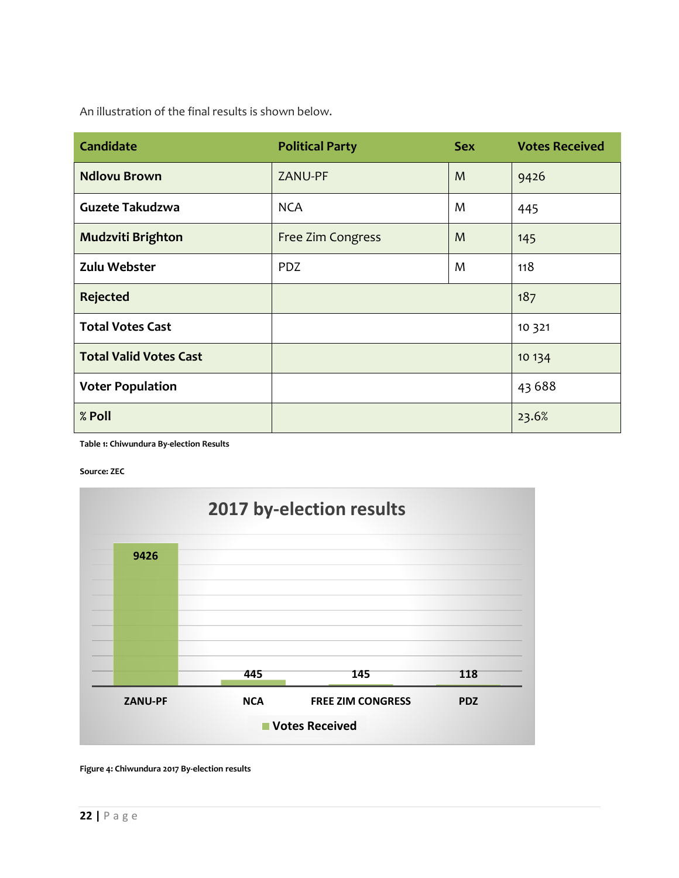An illustration of the final results is shown below.

| Candidate | Political Party | Sex | Votes Received |
|---|---|---|---|
| **Ndlovu Brown** | ZANU-PF | M | 9426 |
| **Guzete Takudzwa** | NCA | M | 445 |
| **Mudzviti Brighton** | Free Zim Congress | M | 145 |
| **Zulu Webster** | PDZ | M | 118 |
| **Rejected** | | | 187 |
| **Total Votes Cast** | | | 10 321 |
| **Total Valid Votes Cast** | | | 10 134 |
| **Voter Population** | | | 43 688 |
| **% Poll** | | | 23.6% |

**Table 1: Chiwundura By-election Results**

**Source: ZEC**

**2017 by-election results**

| Party | Votes Received |
|---|---|
| ZANU-PF | 9426 |
| NCA | 445 |
| FREE ZIM CONGRESS | 145 |
| PDZ | 118 |

**Figure 4: Chiwundura 2017 By-election results**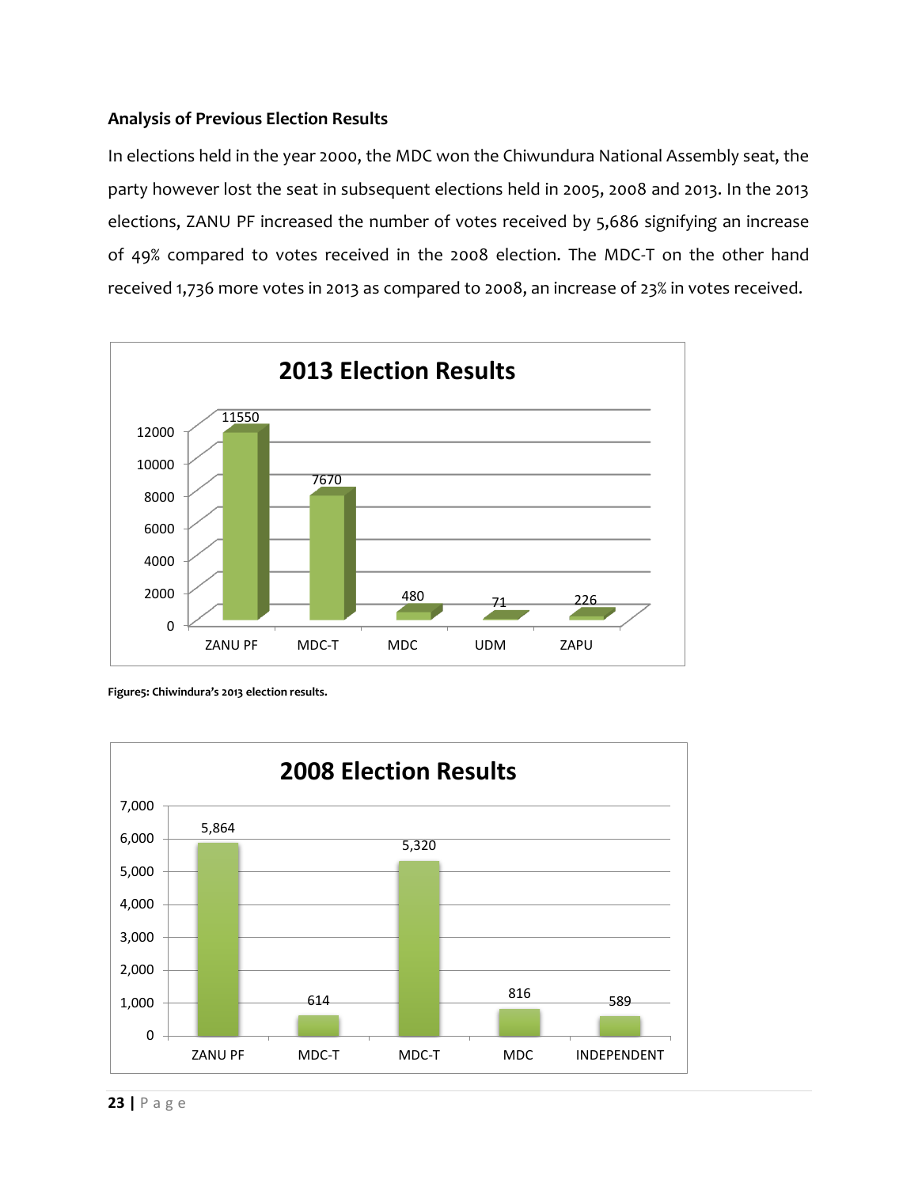**Analysis of Previous Election Results**

In elections held in the year 2000, the MDC won the Chiwundura National Assembly seat, the party however lost the seat in subsequent elections held in 2005, 2008 and 2013. In the 2013 elections, ZANU PF increased the number of votes received by 5,686 signifying an increase of 49% compared to votes received in the 2008 election. The MDC-T on the other hand received 1,736 more votes in 2013 as compared to 2008, an increase of 23% in votes received.

**2013 Election Results**

| Party | Votes |
|---|---|
| ZANU PF | 11550 |
| MDC-T | 7670 |
| MDC | 480 |
| UDM | 71 |
| ZAPU | 226 |

**Figure5: Chiwindura's 2013 election results.**

**2008 Election Results**

| Party | Votes |
|---|---|
| ZANU PF | 5,864 |
| MDC-T | 614 |
| MDC-T | 5,320 |
| MDC | 816 |
| INDEPENDENT | 589 |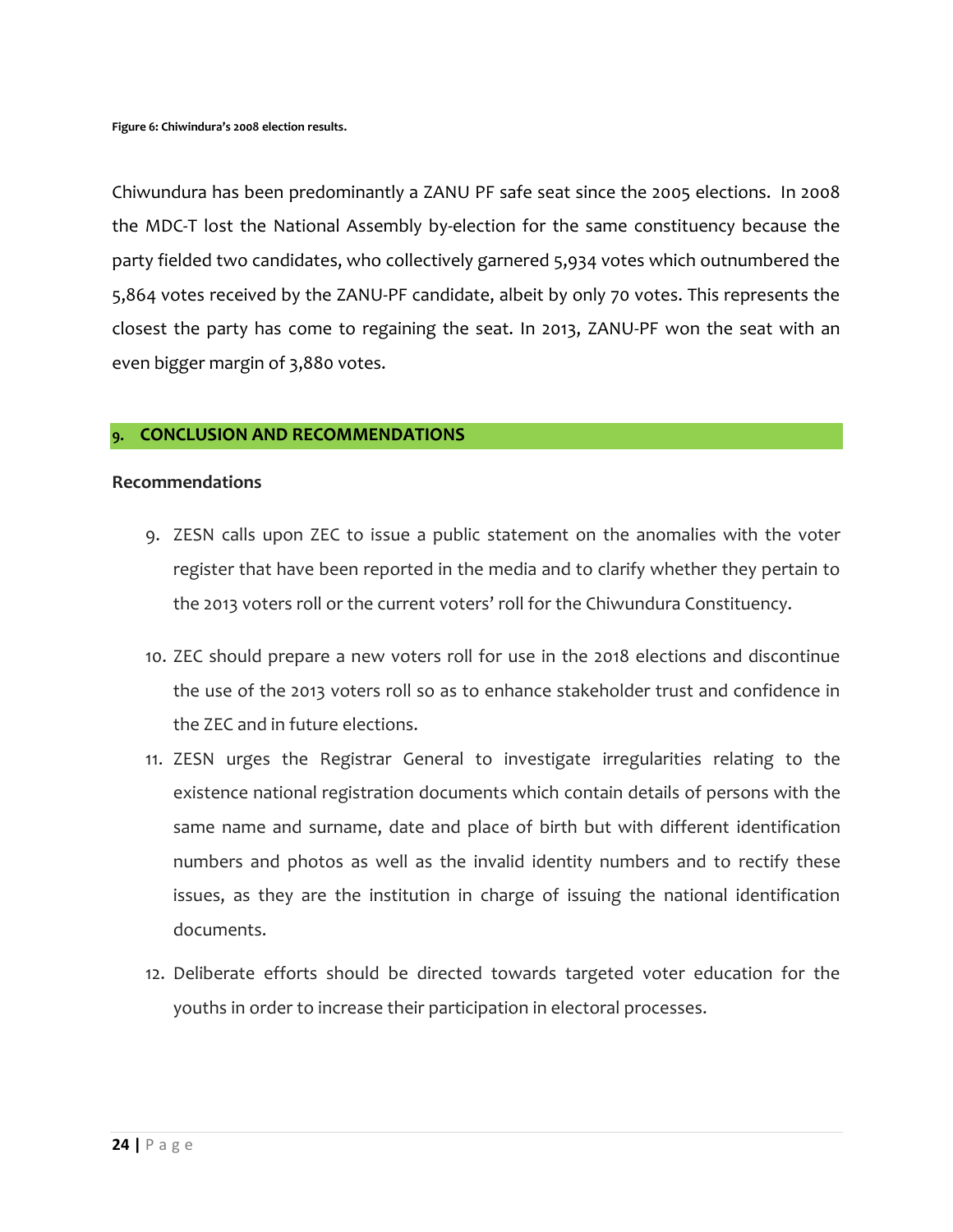**Figure 6: Chiwindura's 2008 election results.**

Chiwundura has been predominantly a ZANU PF safe seat since the 2005 elections. In 2008 the MDC-T lost the National Assembly by-election for the same constituency because the party fielded two candidates, who collectively garnered 5,934 votes which outnumbered the 5,864 votes received by the ZANU-PF candidate, albeit by only 70 votes. This represents the closest the party has come to regaining the seat. In 2013, ZANU-PF won the seat with an even bigger margin of 3,880 votes.

## 9. CONCLUSION AND RECOMMENDATIONS

### Recommendations

9. ZESN calls upon ZEC to issue a public statement on the anomalies with the voter register that have been reported in the media and to clarify whether they pertain to the 2013 voters roll or the current voters' roll for the Chiwundura Constituency.

10. ZEC should prepare a new voters roll for use in the 2018 elections and discontinue the use of the 2013 voters roll so as to enhance stakeholder trust and confidence in the ZEC and in future elections.

11. ZESN urges the Registrar General to investigate irregularities relating to the existence national registration documents which contain details of persons with the same name and surname, date and place of birth but with different identification numbers and photos as well as the invalid identity numbers and to rectify these issues, as they are the institution in charge of issuing the national identification documents.

12. Deliberate efforts should be directed towards targeted voter education for the youths in order to increase their participation in electoral processes.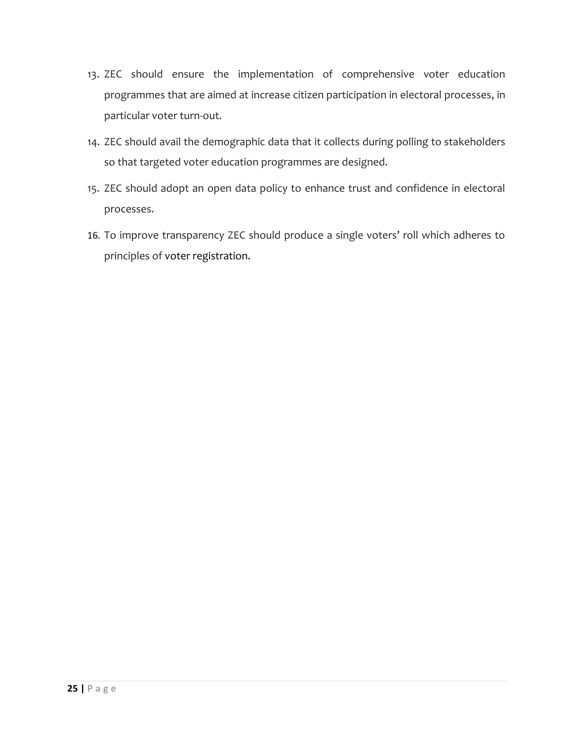13. ZEC should ensure the implementation of comprehensive voter education programmes that are aimed at increase citizen participation in electoral processes, in particular voter turn-out.
14. ZEC should avail the demographic data that it collects during polling to stakeholders so that targeted voter education programmes are designed.
15. ZEC should adopt an open data policy to enhance trust and confidence in electoral processes.
16. To improve transparency ZEC should produce a single voters' roll which adheres to principles of voter registration.